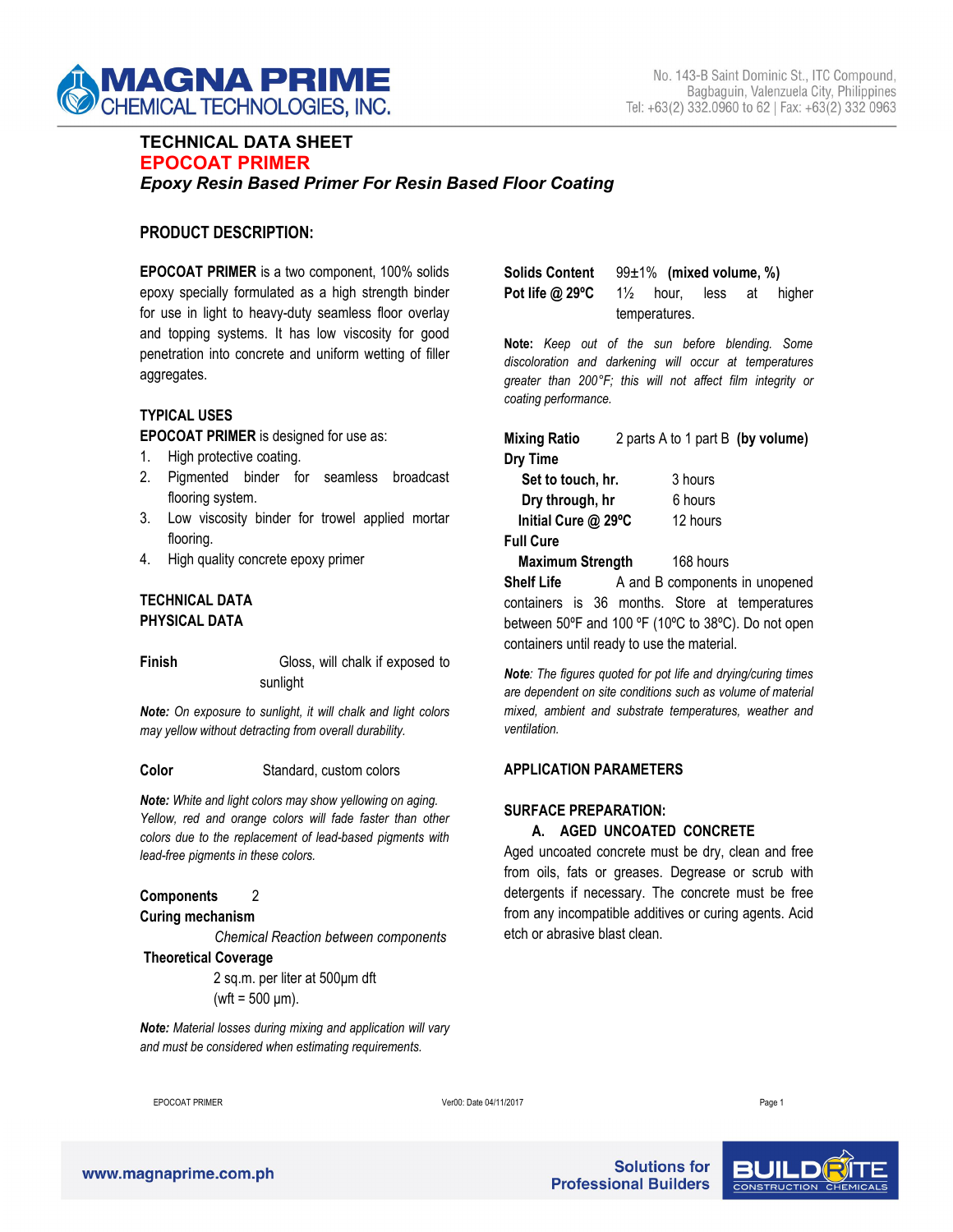# TECHNICAL DATA SHEET

## EPOCOAT PRIMER

***Epoxy Resin Based Primer For Resin Based Floor Coating***

### PRODUCT DESCRIPTION:

**EPOCOAT PRIMER** is a two component, 100% solids epoxy specially formulated as a high strength binder for use in light to heavy-duty seamless floor overlay and topping systems. It has low viscosity for good penetration into concrete and uniform wetting of filler aggregates.

### TYPICAL USES

**EPOCOAT PRIMER** is designed for use as:

1. High protective coating.
2. Pigmented binder for seamless broadcast flooring system.
3. Low viscosity binder for trowel applied mortar flooring.
4. High quality concrete epoxy primer

### TECHNICAL DATA

### PHYSICAL DATA

**Finish** Gloss, will chalk if exposed to sunlight

***Note:*** *On exposure to sunlight, it will chalk and light colors may yellow without detracting from overall durability.*

**Color** Standard, custom colors

***Note:*** *White and light colors may show yellowing on aging. Yellow, red and orange colors will fade faster than other colors due to the replacement of lead-based pigments with lead-free pigments in these colors.*

**Components** 2

**Curing mechanism**

*Chemical Reaction between components*

**Theoretical Coverage**

2 sq.m. per liter at 500µm dft (wft = 500 µm).

***Note:*** *Material losses during mixing and application will vary and must be considered when estimating requirements.*

**Solids Content** 99±1% **(mixed volume, %)**

**Pot life @ 29ºC** 1½ hour, less at higher temperatures.

***Note:*** *Keep out of the sun before blending. Some discoloration and darkening will occur at temperatures greater than 200°F; this will not affect film integrity or coating performance.*

**Mixing Ratio** 2 parts A to 1 part B **(by volume)**

**Dry Time**

- **Set to touch, hr.** 3 hours
- **Dry through, hr** 6 hours
- **Initial Cure @ 29ºC** 12 hours

**Full Cure**

- **Maximum Strength** 168 hours

**Shelf Life** A and B components in unopened containers is 36 months. Store at temperatures between 50ºF and 100 ºF (10ºC to 38ºC). Do not open containers until ready to use the material.

***Note****: The figures quoted for pot life and drying/curing times are dependent on site conditions such as volume of material mixed, ambient and substrate temperatures, weather and ventilation.*

### APPLICATION PARAMETERS

### SURFACE PREPARATION:

**A. AGED UNCOATED CONCRETE**

Aged uncoated concrete must be dry, clean and free from oils, fats or greases. Degrease or scrub with detergents if necessary. The concrete must be free from any incompatible additives or curing agents. Acid etch or abrasive blast clean.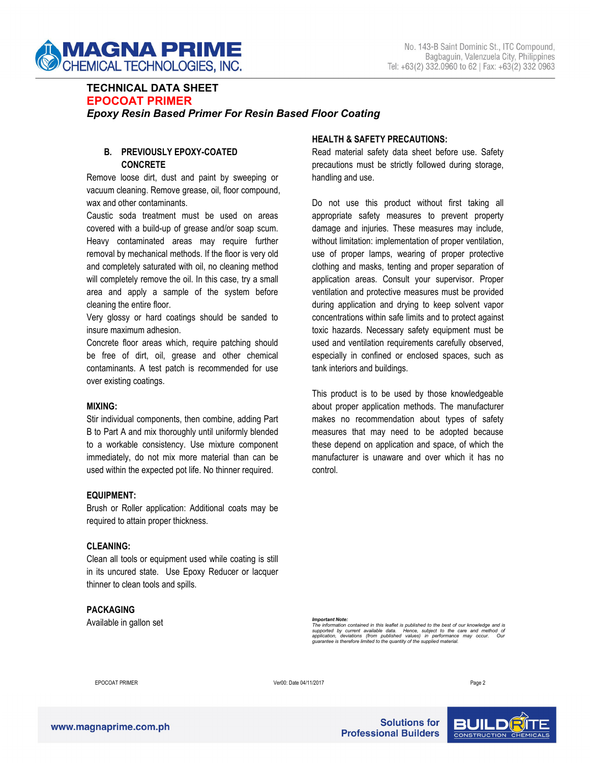### B. PREVIOUSLY EPOXY-COATED CONCRETE

Remove loose dirt, dust and paint by sweeping or vacuum cleaning. Remove grease, oil, floor compound, wax and other contaminants.

Caustic soda treatment must be used on areas covered with a build-up of grease and/or soap scum. Heavy contaminated areas may require further removal by mechanical methods. If the floor is very old and completely saturated with oil, no cleaning method will completely remove the oil. In this case, try a small area and apply a sample of the system before cleaning the entire floor.

Very glossy or hard coatings should be sanded to insure maximum adhesion.

Concrete floor areas which, require patching should be free of dirt, oil, grease and other chemical contaminants. A test patch is recommended for use over existing coatings.

**MIXING:**

Stir individual components, then combine, adding Part B to Part A and mix thoroughly until uniformly blended to a workable consistency. Use mixture component immediately, do not mix more material than can be used within the expected pot life. No thinner required.

**EQUIPMENT:**

Brush or Roller application: Additional coats may be required to attain proper thickness.

**CLEANING:**

Clean all tools or equipment used while coating is still in its uncured state. Use Epoxy Reducer or lacquer thinner to clean tools and spills.

**PACKAGING**

Available in gallon set

**HEALTH & SAFETY PRECAUTIONS:**

Read material safety data sheet before use. Safety precautions must be strictly followed during storage, handling and use.

Do not use this product without first taking all appropriate safety measures to prevent property damage and injuries. These measures may include, without limitation: implementation of proper ventilation, use of proper lamps, wearing of proper protective clothing and masks, tenting and proper separation of application areas. Consult your supervisor. Proper ventilation and protective measures must be provided during application and drying to keep solvent vapor concentrations within safe limits and to protect against toxic hazards. Necessary safety equipment must be used and ventilation requirements carefully observed, especially in confined or enclosed spaces, such as tank interiors and buildings.

This product is to be used by those knowledgeable about proper application methods. The manufacturer makes no recommendation about types of safety measures that may need to be adopted because these depend on application and space, of which the manufacturer is unaware and over which it has no control.

***Important Note:***
*The information contained in this leaflet is published to the best of our knowledge and is supported by current available data. Hence, subject to the care and method of application, deviations (from published values) in performance may occur. Our guarantee is therefore limited to the quantity of the supplied material.*